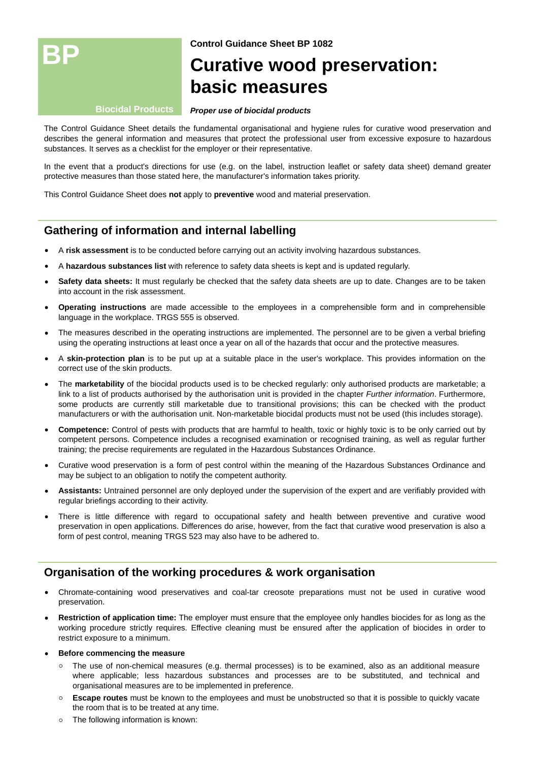**BP**

**Biocidal Products**

**Control Guidance Sheet BP 1082**

# Curative wood preservation: basic measures

***Proper use of biocidal products***

The Control Guidance Sheet details the fundamental organisational and hygiene rules for curative wood preservation and describes the general information and measures that protect the professional user from excessive exposure to hazardous substances. It serves as a checklist for the employer or their representative.

In the event that a product's directions for use (e.g. on the label, instruction leaflet or safety data sheet) demand greater protective measures than those stated here, the manufacturer's information takes priority.

This Control Guidance Sheet does **not** apply to **preventive** wood and material preservation.

## Gathering of information and internal labelling

- A **risk assessment** is to be conducted before carrying out an activity involving hazardous substances.
- A **hazardous substances list** with reference to safety data sheets is kept and is updated regularly.
- **Safety data sheets:** It must regularly be checked that the safety data sheets are up to date. Changes are to be taken into account in the risk assessment.
- **Operating instructions** are made accessible to the employees in a comprehensible form and in comprehensible language in the workplace. TRGS 555 is observed.
- The measures described in the operating instructions are implemented. The personnel are to be given a verbal briefing using the operating instructions at least once a year on all of the hazards that occur and the protective measures.
- A **skin-protection plan** is to be put up at a suitable place in the user's workplace. This provides information on the correct use of the skin products.
- The **marketability** of the biocidal products used is to be checked regularly: only authorised products are marketable; a link to a list of products authorised by the authorisation unit is provided in the chapter *Further information*. Furthermore, some products are currently still marketable due to transitional provisions; this can be checked with the product manufacturers or with the authorisation unit. Non-marketable biocidal products must not be used (this includes storage).
- **Competence:** Control of pests with products that are harmful to health, toxic or highly toxic is to be only carried out by competent persons. Competence includes a recognised examination or recognised training, as well as regular further training; the precise requirements are regulated in the Hazardous Substances Ordinance.
- Curative wood preservation is a form of pest control within the meaning of the Hazardous Substances Ordinance and may be subject to an obligation to notify the competent authority.
- **Assistants:** Untrained personnel are only deployed under the supervision of the expert and are verifiably provided with regular briefings according to their activity.
- There is little difference with regard to occupational safety and health between preventive and curative wood preservation in open applications. Differences do arise, however, from the fact that curative wood preservation is also a form of pest control, meaning TRGS 523 may also have to be adhered to.

## Organisation of the working procedures & work organisation

- Chromate-containing wood preservatives and coal-tar creosote preparations must not be used in curative wood preservation.
- **Restriction of application time:** The employer must ensure that the employee only handles biocides for as long as the working procedure strictly requires. Effective cleaning must be ensured after the application of biocides in order to restrict exposure to a minimum.
- **Before commencing the measure**
  - The use of non-chemical measures (e.g. thermal processes) is to be examined, also as an additional measure where applicable; less hazardous substances and processes are to be substituted, and technical and organisational measures are to be implemented in preference.
  - **Escape routes** must be known to the employees and must be unobstructed so that it is possible to quickly vacate the room that is to be treated at any time.
  - The following information is known: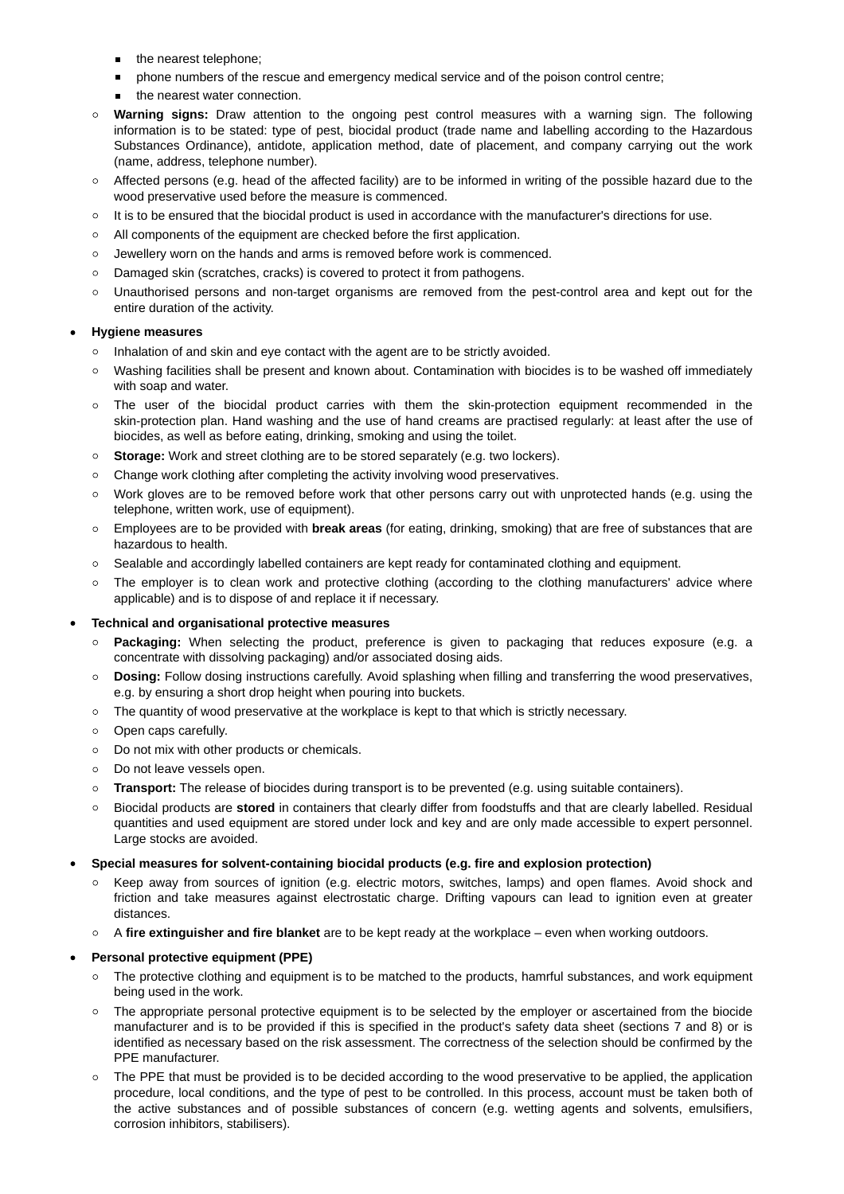- the nearest telephone;
        - phone numbers of the rescue and emergency medical service and of the poison control centre;
        - the nearest water connection.
    - **Warning signs:** Draw attention to the ongoing pest control measures with a warning sign. The following information is to be stated: type of pest, biocidal product (trade name and labelling according to the Hazardous Substances Ordinance), antidote, application method, date of placement, and company carrying out the work (name, address, telephone number).
    - Affected persons (e.g. head of the affected facility) are to be informed in writing of the possible hazard due to the wood preservative used before the measure is commenced.
    - It is to be ensured that the biocidal product is used in accordance with the manufacturer's directions for use.
    - All components of the equipment are checked before the first application.
    - Jewellery worn on the hands and arms is removed before work is commenced.
    - Damaged skin (scratches, cracks) is covered to protect it from pathogens.
    - Unauthorised persons and non-target organisms are removed from the pest-control area and kept out for the entire duration of the activity.

- **Hygiene measures**
    - Inhalation of and skin and eye contact with the agent are to be strictly avoided.
    - Washing facilities shall be present and known about. Contamination with biocides is to be washed off immediately with soap and water.
    - The user of the biocidal product carries with them the skin-protection equipment recommended in the skin-protection plan. Hand washing and the use of hand creams are practised regularly: at least after the use of biocides, as well as before eating, drinking, smoking and using the toilet.
    - **Storage:** Work and street clothing are to be stored separately (e.g. two lockers).
    - Change work clothing after completing the activity involving wood preservatives.
    - Work gloves are to be removed before work that other persons carry out with unprotected hands (e.g. using the telephone, written work, use of equipment).
    - Employees are to be provided with **break areas** (for eating, drinking, smoking) that are free of substances that are hazardous to health.
    - Sealable and accordingly labelled containers are kept ready for contaminated clothing and equipment.
    - The employer is to clean work and protective clothing (according to the clothing manufacturers' advice where applicable) and is to dispose of and replace it if necessary.

- **Technical and organisational protective measures**
    - **Packaging:** When selecting the product, preference is given to packaging that reduces exposure (e.g. a concentrate with dissolving packaging) and/or associated dosing aids.
    - **Dosing:** Follow dosing instructions carefully. Avoid splashing when filling and transferring the wood preservatives, e.g. by ensuring a short drop height when pouring into buckets.
    - The quantity of wood preservative at the workplace is kept to that which is strictly necessary.
    - Open caps carefully.
    - Do not mix with other products or chemicals.
    - Do not leave vessels open.
    - **Transport:** The release of biocides during transport is to be prevented (e.g. using suitable containers).
    - Biocidal products are **stored** in containers that clearly differ from foodstuffs and that are clearly labelled. Residual quantities and used equipment are stored under lock and key and are only made accessible to expert personnel. Large stocks are avoided.

- **Special measures for solvent-containing biocidal products (e.g. fire and explosion protection)**
    - Keep away from sources of ignition (e.g. electric motors, switches, lamps) and open flames. Avoid shock and friction and take measures against electrostatic charge. Drifting vapours can lead to ignition even at greater distances.
    - A **fire extinguisher and fire blanket** are to be kept ready at the workplace – even when working outdoors.

- **Personal protective equipment (PPE)**
    - The protective clothing and equipment is to be matched to the products, hamrful substances, and work equipment being used in the work.
    - The appropriate personal protective equipment is to be selected by the employer or ascertained from the biocide manufacturer and is to be provided if this is specified in the product's safety data sheet (sections 7 and 8) or is identified as necessary based on the risk assessment. The correctness of the selection should be confirmed by the PPE manufacturer.
    - The PPE that must be provided is to be decided according to the wood preservative to be applied, the application procedure, local conditions, and the type of pest to be controlled. In this process, account must be taken both of the active substances and of possible substances of concern (e.g. wetting agents and solvents, emulsifiers, corrosion inhibitors, stabilisers).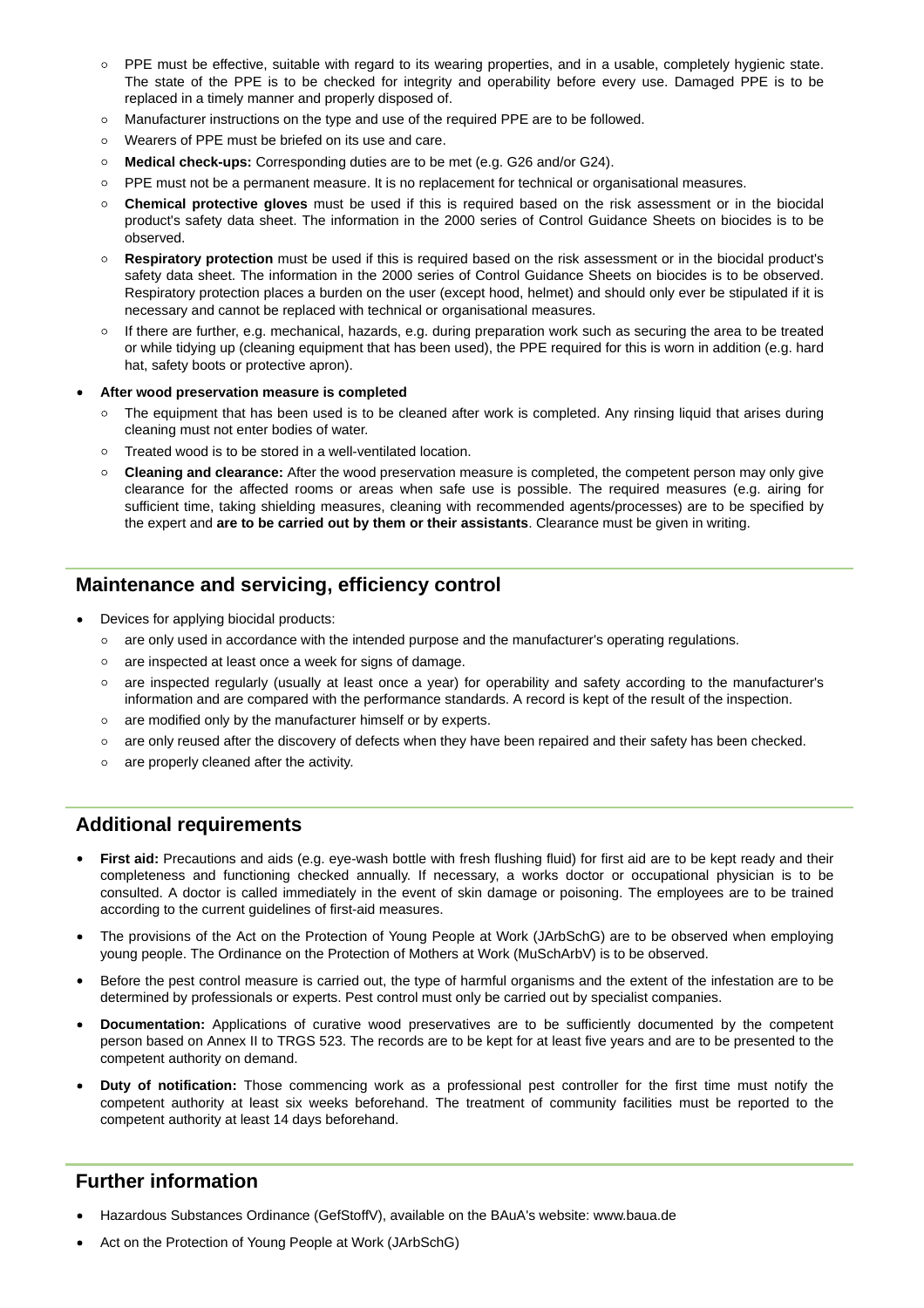- PPE must be effective, suitable with regard to its wearing properties, and in a usable, completely hygienic state. The state of the PPE is to be checked for integrity and operability before every use. Damaged PPE is to be replaced in a timely manner and properly disposed of.
  - Manufacturer instructions on the type and use of the required PPE are to be followed.
  - Wearers of PPE must be briefed on its use and care.
  - **Medical check-ups:** Corresponding duties are to be met (e.g. G26 and/or G24).
  - PPE must not be a permanent measure. It is no replacement for technical or organisational measures.
  - **Chemical protective gloves** must be used if this is required based on the risk assessment or in the biocidal product's safety data sheet. The information in the 2000 series of Control Guidance Sheets on biocides is to be observed.
  - **Respiratory protection** must be used if this is required based on the risk assessment or in the biocidal product's safety data sheet. The information in the 2000 series of Control Guidance Sheets on biocides is to be observed. Respiratory protection places a burden on the user (except hood, helmet) and should only ever be stipulated if it is necessary and cannot be replaced with technical or organisational measures.
  - If there are further, e.g. mechanical, hazards, e.g. during preparation work such as securing the area to be treated or while tidying up (cleaning equipment that has been used), the PPE required for this is worn in addition (e.g. hard hat, safety boots or protective apron).

- **After wood preservation measure is completed**
  - The equipment that has been used is to be cleaned after work is completed. Any rinsing liquid that arises during cleaning must not enter bodies of water.
  - Treated wood is to be stored in a well-ventilated location.
  - **Cleaning and clearance:** After the wood preservation measure is completed, the competent person may only give clearance for the affected rooms or areas when safe use is possible. The required measures (e.g. airing for sufficient time, taking shielding measures, cleaning with recommended agents/processes) are to be specified by the expert and **are to be carried out by them or their assistants**. Clearance must be given in writing.

## Maintenance and servicing, efficiency control

- Devices for applying biocidal products:
  - are only used in accordance with the intended purpose and the manufacturer's operating regulations.
  - are inspected at least once a week for signs of damage.
  - are inspected regularly (usually at least once a year) for operability and safety according to the manufacturer's information and are compared with the performance standards. A record is kept of the result of the inspection.
  - are modified only by the manufacturer himself or by experts.
  - are only reused after the discovery of defects when they have been repaired and their safety has been checked.
  - are properly cleaned after the activity.

## Additional requirements

- **First aid:** Precautions and aids (e.g. eye-wash bottle with fresh flushing fluid) for first aid are to be kept ready and their completeness and functioning checked annually. If necessary, a works doctor or occupational physician is to be consulted. A doctor is called immediately in the event of skin damage or poisoning. The employees are to be trained according to the current guidelines of first-aid measures.
- The provisions of the Act on the Protection of Young People at Work (JArbSchG) are to be observed when employing young people. The Ordinance on the Protection of Mothers at Work (MuSchArbV) is to be observed.
- Before the pest control measure is carried out, the type of harmful organisms and the extent of the infestation are to be determined by professionals or experts. Pest control must only be carried out by specialist companies.
- **Documentation:** Applications of curative wood preservatives are to be sufficiently documented by the competent person based on Annex II to TRGS 523. The records are to be kept for at least five years and are to be presented to the competent authority on demand.
- **Duty of notification:** Those commencing work as a professional pest controller for the first time must notify the competent authority at least six weeks beforehand. The treatment of community facilities must be reported to the competent authority at least 14 days beforehand.

## Further information

- Hazardous Substances Ordinance (GefStoffV), available on the BAuA's website: www.baua.de
- Act on the Protection of Young People at Work (JArbSchG)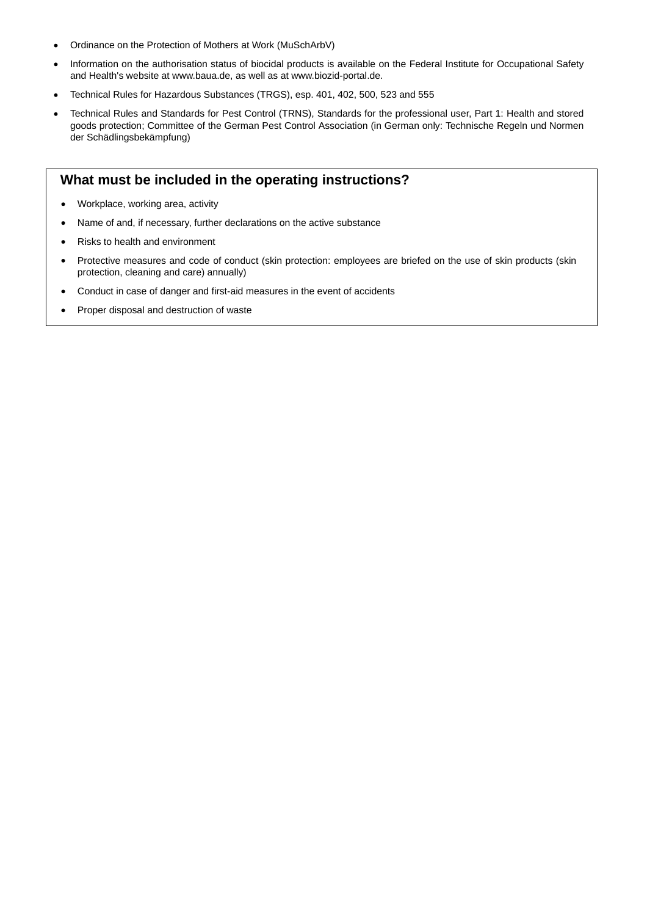- Ordinance on the Protection of Mothers at Work (MuSchArbV)
- Information on the authorisation status of biocidal products is available on the Federal Institute for Occupational Safety and Health's website at www.baua.de, as well as at www.biozid-portal.de.
- Technical Rules for Hazardous Substances (TRGS), esp. 401, 402, 500, 523 and 555
- Technical Rules and Standards for Pest Control (TRNS), Standards for the professional user, Part 1: Health and stored goods protection; Committee of the German Pest Control Association (in German only: Technische Regeln und Normen der Schädlingsbekämpfung)

## What must be included in the operating instructions?

- Workplace, working area, activity
- Name of and, if necessary, further declarations on the active substance
- Risks to health and environment
- Protective measures and code of conduct (skin protection: employees are briefed on the use of skin products (skin protection, cleaning and care) annually)
- Conduct in case of danger and first-aid measures in the event of accidents
- Proper disposal and destruction of waste